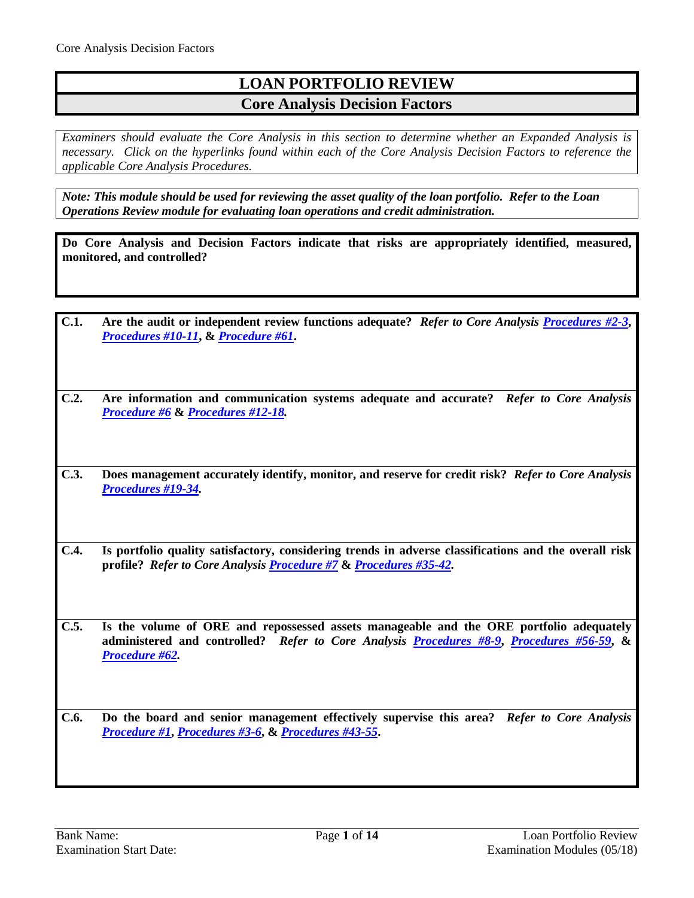# LOAN PORTFOLIO REVIEW

## Core Analysis Decision Factors

*Examiners should evaluate the Core Analysis in this section to determine whether an Expanded Analysis is necessary. Click on the hyperlinks found within each of the Core Analysis Decision Factors to reference the applicable Core Analysis Procedures.*

***Note: This module should be used for reviewing the asset quality of the loan portfolio. Refer to the Loan Operations Review module for evaluating loan operations and credit administration.***

**Do Core Analysis and Decision Factors indicate that risks are appropriately identified, measured, monitored, and controlled?**

**C.1. Are the audit or independent review functions adequate?** ***Refer to Core Analysis Procedures #2-3*****,** ***Procedures #10-11*****, &** ***Procedure #61*****.**

**C.2. Are information and communication systems adequate and accurate?** ***Refer to Core Analysis Procedure #6*** **&** ***Procedures #12-18.***

**C.3. Does management accurately identify, monitor, and reserve for credit risk?** ***Refer to Core Analysis Procedures #19-34.***

**C.4. Is portfolio quality satisfactory, considering trends in adverse classifications and the overall risk profile?** ***Refer to Core Analysis Procedure #7*** **&** ***Procedures #35-42.***

**C.5. Is the volume of ORE and repossessed assets manageable and the ORE portfolio adequately administered and controlled?** ***Refer to Core Analysis Procedures #8-9*****,** ***Procedures #56-59*****, &** ***Procedure #62.***

**C.6. Do the board and senior management effectively supervise this area?** ***Refer to Core Analysis Procedure #1*****,** ***Procedures #3-6*****, &** ***Procedures #43-55*****.**

Bank Name:
Examination Start Date: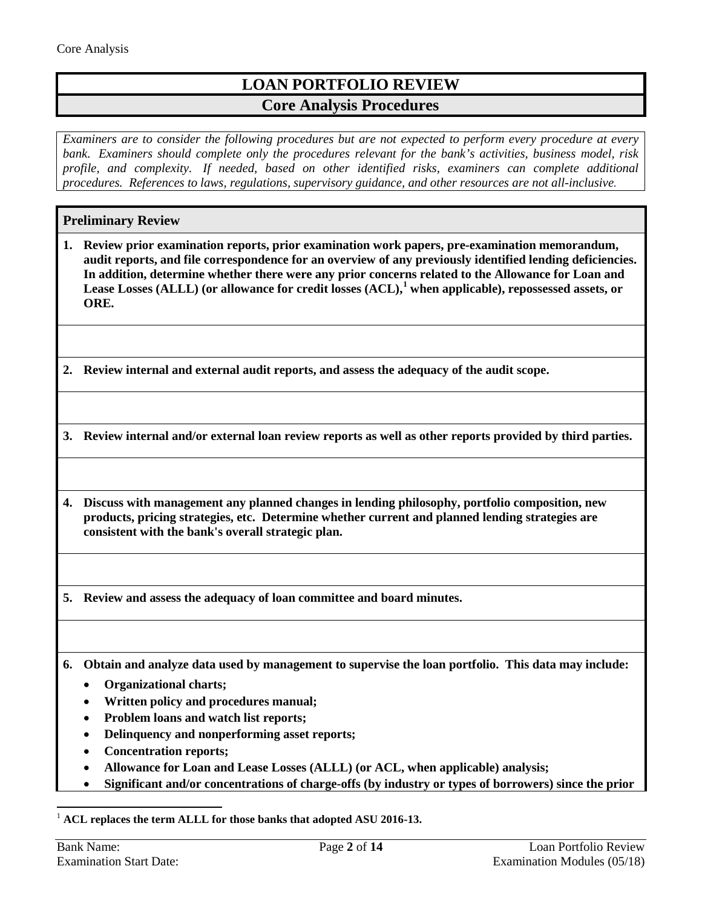## LOAN PORTFOLIO REVIEW

### Core Analysis Procedures

*Examiners are to consider the following procedures but are not expected to perform every procedure at every bank. Examiners should complete only the procedures relevant for the bank's activities, business model, risk profile, and complexity. If needed, based on other identified risks, examiners can complete additional procedures. References to laws, regulations, supervisory guidance, and other resources are not all-inclusive.*

**Preliminary Review**

1. **Review prior examination reports, prior examination work papers, pre-examination memorandum, audit reports, and file correspondence for an overview of any previously identified lending deficiencies. In addition, determine whether there were any prior concerns related to the Allowance for Loan and Lease Losses (ALLL) (or allowance for credit losses (ACL),[1] when applicable), repossessed assets, or ORE.**

2. **Review internal and external audit reports, and assess the adequacy of the audit scope.**

3. **Review internal and/or external loan review reports as well as other reports provided by third parties.**

4. **Discuss with management any planned changes in lending philosophy, portfolio composition, new products, pricing strategies, etc. Determine whether current and planned lending strategies are consistent with the bank's overall strategic plan.**

5. **Review and assess the adequacy of loan committee and board minutes.**

6. **Obtain and analyze data used by management to supervise the loan portfolio. This data may include:**
   - **Organizational charts;**
   - **Written policy and procedures manual;**
   - **Problem loans and watch list reports;**
   - **Delinquency and nonperforming asset reports;**
   - **Concentration reports;**
   - **Allowance for Loan and Lease Losses (ALLL) (or ACL, when applicable) analysis;**
   - **Significant and/or concentrations of charge-offs (by industry or types of borrowers) since the prior**

[1] **ACL replaces the term ALLL for those banks that adopted ASU 2016-13.**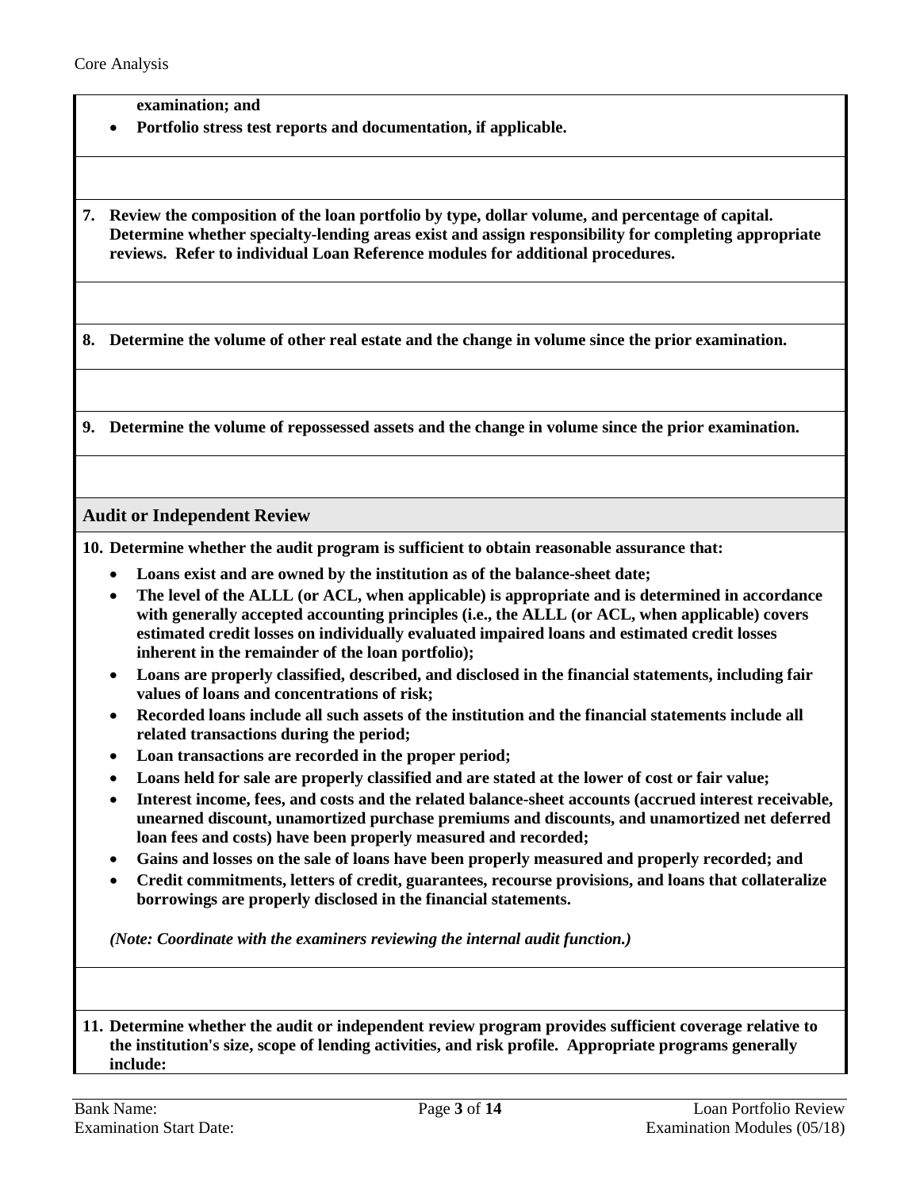**examination; and**

- **Portfolio stress test reports and documentation, if applicable.**

**7. Review the composition of the loan portfolio by type, dollar volume, and percentage of capital. Determine whether specialty-lending areas exist and assign responsibility for completing appropriate reviews. Refer to individual Loan Reference modules for additional procedures.**

**8. Determine the volume of other real estate and the change in volume since the prior examination.**

**9. Determine the volume of repossessed assets and the change in volume since the prior examination.**

## Audit or Independent Review

**10. Determine whether the audit program is sufficient to obtain reasonable assurance that:**

- **Loans exist and are owned by the institution as of the balance-sheet date;**
- **The level of the ALLL (or ACL, when applicable) is appropriate and is determined in accordance with generally accepted accounting principles (i.e., the ALLL (or ACL, when applicable) covers estimated credit losses on individually evaluated impaired loans and estimated credit losses inherent in the remainder of the loan portfolio);**
- **Loans are properly classified, described, and disclosed in the financial statements, including fair values of loans and concentrations of risk;**
- **Recorded loans include all such assets of the institution and the financial statements include all related transactions during the period;**
- **Loan transactions are recorded in the proper period;**
- **Loans held for sale are properly classified and are stated at the lower of cost or fair value;**
- **Interest income, fees, and costs and the related balance-sheet accounts (accrued interest receivable, unearned discount, unamortized purchase premiums and discounts, and unamortized net deferred loan fees and costs) have been properly measured and recorded;**
- **Gains and losses on the sale of loans have been properly measured and properly recorded; and**
- **Credit commitments, letters of credit, guarantees, recourse provisions, and loans that collateralize borrowings are properly disclosed in the financial statements.**

***(Note: Coordinate with the examiners reviewing the internal audit function.)***

**11. Determine whether the audit or independent review program provides sufficient coverage relative to the institution's size, scope of lending activities, and risk profile. Appropriate programs generally include:**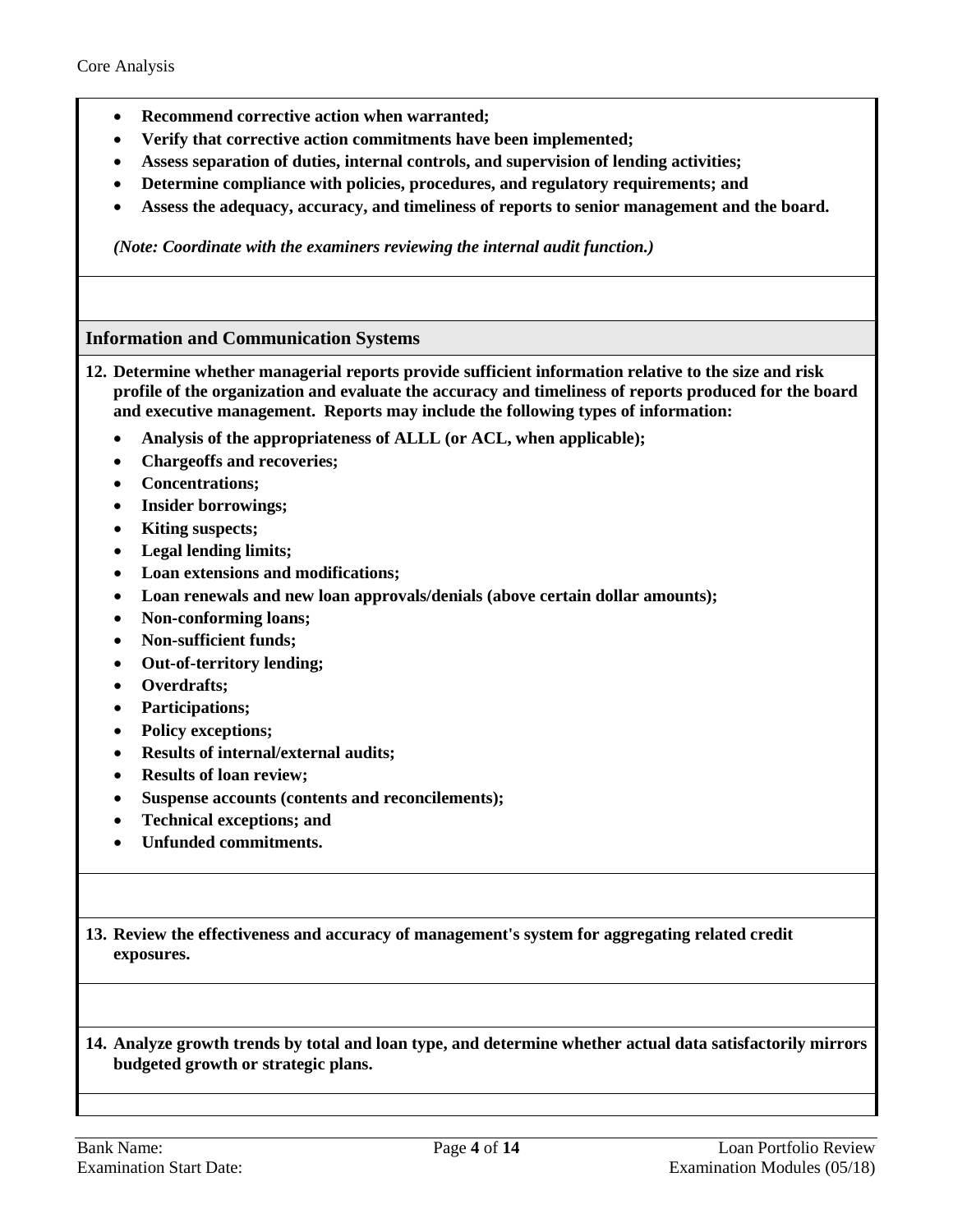- **Recommend corrective action when warranted;**
- **Verify that corrective action commitments have been implemented;**
- **Assess separation of duties, internal controls, and supervision of lending activities;**
- **Determine compliance with policies, procedures, and regulatory requirements; and**
- **Assess the adequacy, accuracy, and timeliness of reports to senior management and the board.**

***(Note: Coordinate with the examiners reviewing the internal audit function.)***

### Information and Communication Systems

**12. Determine whether managerial reports provide sufficient information relative to the size and risk profile of the organization and evaluate the accuracy and timeliness of reports produced for the board and executive management. Reports may include the following types of information:**

- **Analysis of the appropriateness of ALLL (or ACL, when applicable);**
- **Chargeoffs and recoveries;**
- **Concentrations;**
- **Insider borrowings;**
- **Kiting suspects;**
- **Legal lending limits;**
- **Loan extensions and modifications;**
- **Loan renewals and new loan approvals/denials (above certain dollar amounts);**
- **Non-conforming loans;**
- **Non-sufficient funds;**
- **Out-of-territory lending;**
- **Overdrafts;**
- **Participations;**
- **Policy exceptions;**
- **Results of internal/external audits;**
- **Results of loan review;**
- **Suspense accounts (contents and reconcilements);**
- **Technical exceptions; and**
- **Unfunded commitments.**

**13. Review the effectiveness and accuracy of management's system for aggregating related credit exposures.**

**14. Analyze growth trends by total and loan type, and determine whether actual data satisfactorily mirrors budgeted growth or strategic plans.**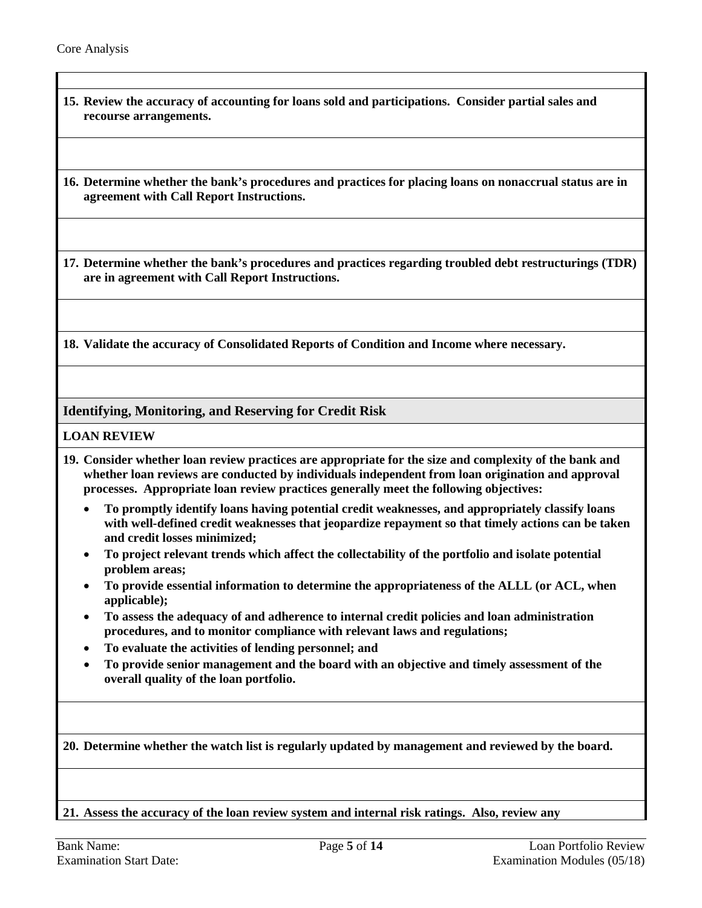**15. Review the accuracy of accounting for loans sold and participations. Consider partial sales and recourse arrangements.**

**16. Determine whether the bank's procedures and practices for placing loans on nonaccrual status are in agreement with Call Report Instructions.**

**17. Determine whether the bank's procedures and practices regarding troubled debt restructurings (TDR) are in agreement with Call Report Instructions.**

**18. Validate the accuracy of Consolidated Reports of Condition and Income where necessary.**

## Identifying, Monitoring, and Reserving for Credit Risk

### LOAN REVIEW

**19. Consider whether loan review practices are appropriate for the size and complexity of the bank and whether loan reviews are conducted by individuals independent from loan origination and approval processes. Appropriate loan review practices generally meet the following objectives:**

- **To promptly identify loans having potential credit weaknesses, and appropriately classify loans with well-defined credit weaknesses that jeopardize repayment so that timely actions can be taken and credit losses minimized;**
- **To project relevant trends which affect the collectability of the portfolio and isolate potential problem areas;**
- **To provide essential information to determine the appropriateness of the ALLL (or ACL, when applicable);**
- **To assess the adequacy of and adherence to internal credit policies and loan administration procedures, and to monitor compliance with relevant laws and regulations;**
- **To evaluate the activities of lending personnel; and**
- **To provide senior management and the board with an objective and timely assessment of the overall quality of the loan portfolio.**

**20. Determine whether the watch list is regularly updated by management and reviewed by the board.**

**21. Assess the accuracy of the loan review system and internal risk ratings. Also, review any**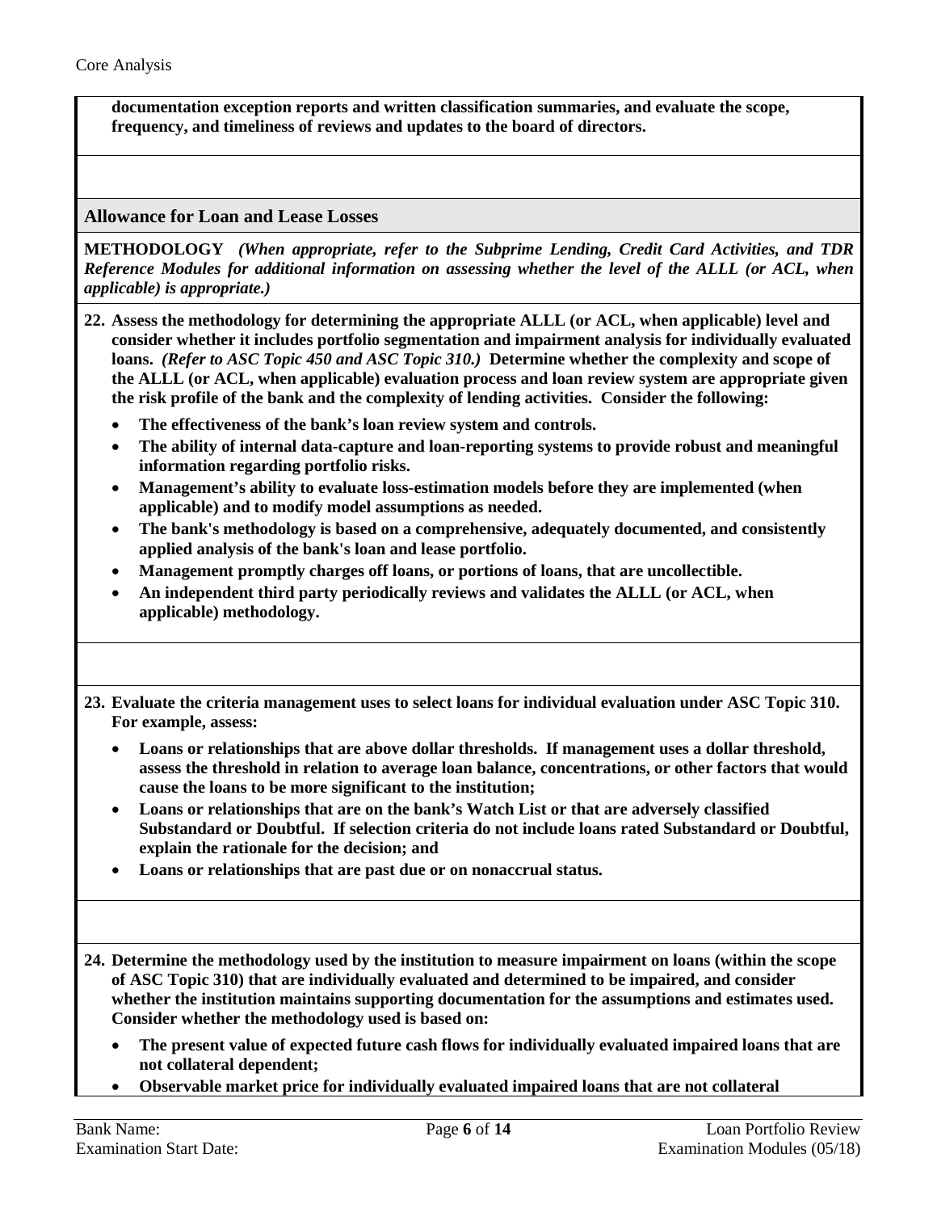**documentation exception reports and written classification summaries, and evaluate the scope, frequency, and timeliness of reviews and updates to the board of directors.**

## Allowance for Loan and Lease Losses

**METHODOLOGY** ***(When appropriate, refer to the Subprime Lending, Credit Card Activities, and TDR Reference Modules for additional information on assessing whether the level of the ALLL (or ACL, when applicable) is appropriate.)***

**22. Assess the methodology for determining the appropriate ALLL (or ACL, when applicable) level and consider whether it includes portfolio segmentation and impairment analysis for individually evaluated loans.** ***(Refer to ASC Topic 450 and ASC Topic 310.)*** **Determine whether the complexity and scope of the ALLL (or ACL, when applicable) evaluation process and loan review system are appropriate given the risk profile of the bank and the complexity of lending activities. Consider the following:**

- **The effectiveness of the bank's loan review system and controls.**
- **The ability of internal data-capture and loan-reporting systems to provide robust and meaningful information regarding portfolio risks.**
- **Management's ability to evaluate loss-estimation models before they are implemented (when applicable) and to modify model assumptions as needed.**
- **The bank's methodology is based on a comprehensive, adequately documented, and consistently applied analysis of the bank's loan and lease portfolio.**
- **Management promptly charges off loans, or portions of loans, that are uncollectible.**
- **An independent third party periodically reviews and validates the ALLL (or ACL, when applicable) methodology.**

**23. Evaluate the criteria management uses to select loans for individual evaluation under ASC Topic 310. For example, assess:**

- **Loans or relationships that are above dollar thresholds. If management uses a dollar threshold, assess the threshold in relation to average loan balance, concentrations, or other factors that would cause the loans to be more significant to the institution;**
- **Loans or relationships that are on the bank's Watch List or that are adversely classified Substandard or Doubtful. If selection criteria do not include loans rated Substandard or Doubtful, explain the rationale for the decision; and**
- **Loans or relationships that are past due or on nonaccrual status.**

**24. Determine the methodology used by the institution to measure impairment on loans (within the scope of ASC Topic 310) that are individually evaluated and determined to be impaired, and consider whether the institution maintains supporting documentation for the assumptions and estimates used. Consider whether the methodology used is based on:**

- **The present value of expected future cash flows for individually evaluated impaired loans that are not collateral dependent;**
- **Observable market price for individually evaluated impaired loans that are not collateral**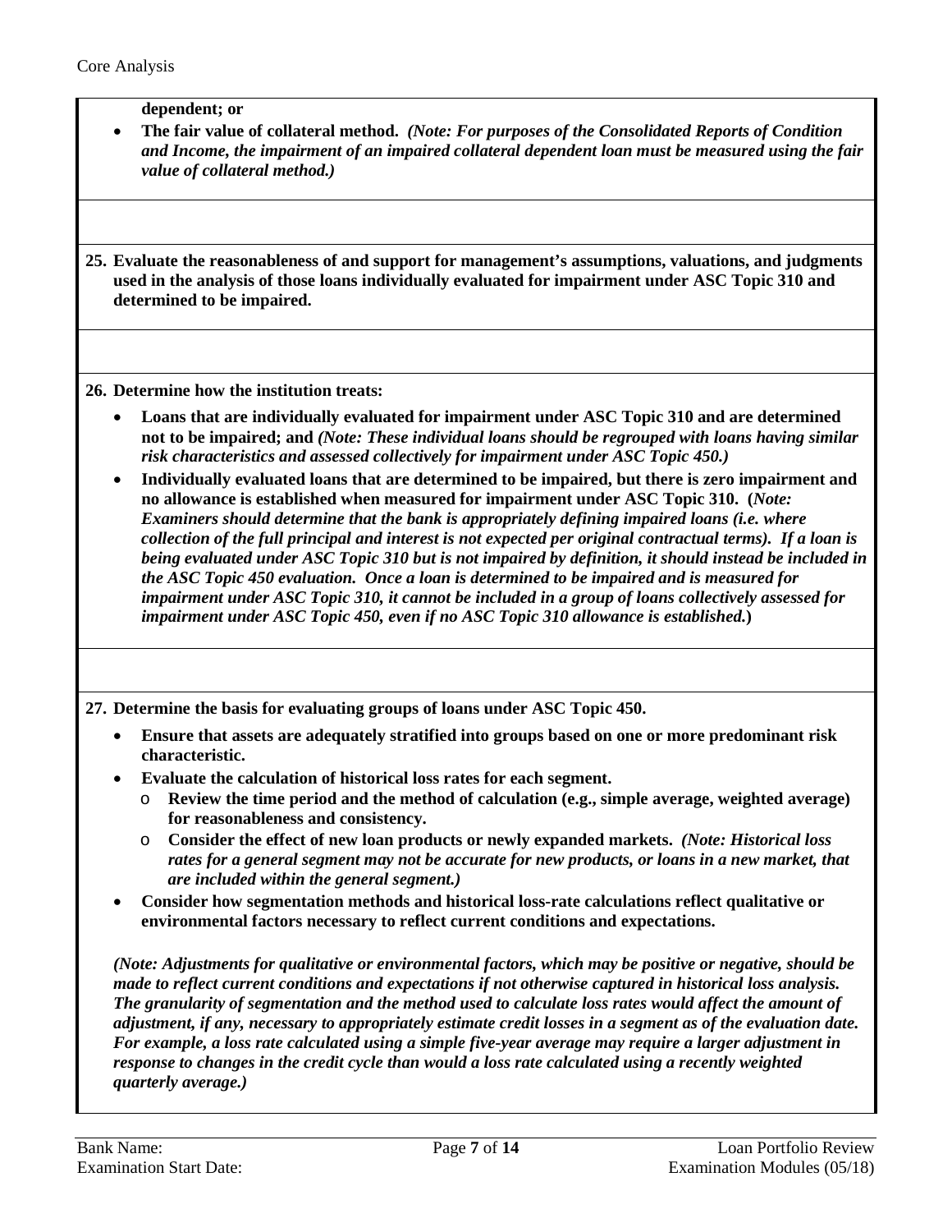**dependent; or**

- **The fair value of collateral method.** ***(Note: For purposes of the Consolidated Reports of Condition and Income, the impairment of an impaired collateral dependent loan must be measured using the fair value of collateral method.)***

**25. Evaluate the reasonableness of and support for management's assumptions, valuations, and judgments used in the analysis of those loans individually evaluated for impairment under ASC Topic 310 and determined to be impaired.**

**26. Determine how the institution treats:**

- **Loans that are individually evaluated for impairment under ASC Topic 310 and are determined not to be impaired; and** ***(Note: These individual loans should be regrouped with loans having similar risk characteristics and assessed collectively for impairment under ASC Topic 450.)***
- **Individually evaluated loans that are determined to be impaired, but there is zero impairment and no allowance is established when measured for impairment under ASC Topic 310. (*Note: Examiners should determine that the bank is appropriately defining impaired loans (i.e. where collection of the full principal and interest is not expected per original contractual terms). If a loan is being evaluated under ASC Topic 310 but is not impaired by definition, it should instead be included in the ASC Topic 450 evaluation. Once a loan is determined to be impaired and is measured for impairment under ASC Topic 310, it cannot be included in a group of loans collectively assessed for impairment under ASC Topic 450, even if no ASC Topic 310 allowance is established.*)**

**27. Determine the basis for evaluating groups of loans under ASC Topic 450.**

- **Ensure that assets are adequately stratified into groups based on one or more predominant risk characteristic.**
- **Evaluate the calculation of historical loss rates for each segment.**
  - **Review the time period and the method of calculation (e.g., simple average, weighted average) for reasonableness and consistency.**
  - **Consider the effect of new loan products or newly expanded markets.** ***(Note: Historical loss rates for a general segment may not be accurate for new products, or loans in a new market, that are included within the general segment.)***
- **Consider how segmentation methods and historical loss-rate calculations reflect qualitative or environmental factors necessary to reflect current conditions and expectations.**

***(Note: Adjustments for qualitative or environmental factors, which may be positive or negative, should be made to reflect current conditions and expectations if not otherwise captured in historical loss analysis. The granularity of segmentation and the method used to calculate loss rates would affect the amount of adjustment, if any, necessary to appropriately estimate credit losses in a segment as of the evaluation date. For example, a loss rate calculated using a simple five-year average may require a larger adjustment in response to changes in the credit cycle than would a loss rate calculated using a recently weighted quarterly average.)***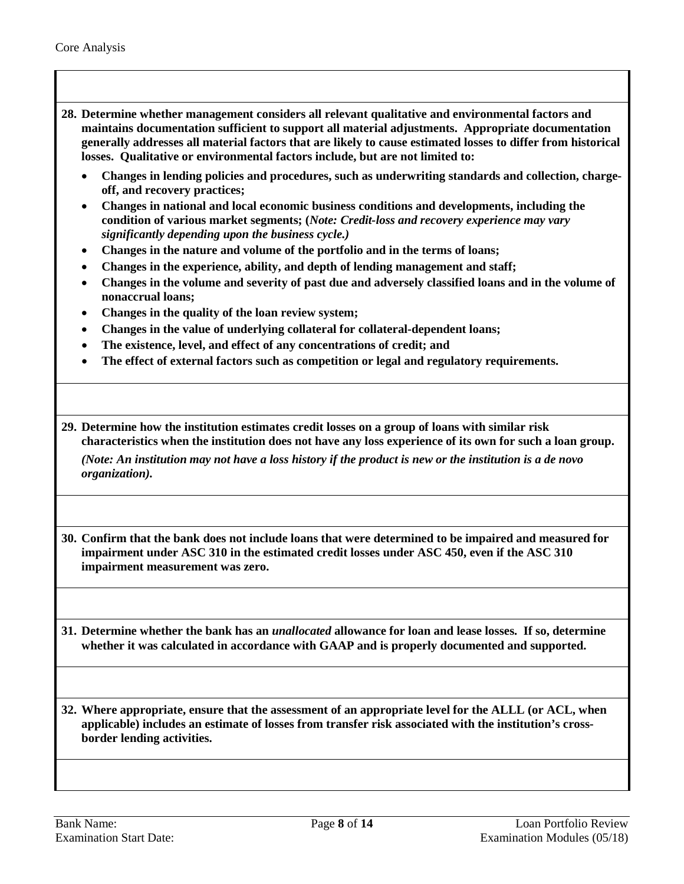**28. Determine whether management considers all relevant qualitative and environmental factors and maintains documentation sufficient to support all material adjustments. Appropriate documentation generally addresses all material factors that are likely to cause estimated losses to differ from historical losses. Qualitative or environmental factors include, but are not limited to:**

- **Changes in lending policies and procedures, such as underwriting standards and collection, charge-off, and recovery practices;**
- **Changes in national and local economic business conditions and developments, including the condition of various market segments; (*Note: Credit-loss and recovery experience may vary significantly depending upon the business cycle.)***
- **Changes in the nature and volume of the portfolio and in the terms of loans;**
- **Changes in the experience, ability, and depth of lending management and staff;**
- **Changes in the volume and severity of past due and adversely classified loans and in the volume of nonaccrual loans;**
- **Changes in the quality of the loan review system;**
- **Changes in the value of underlying collateral for collateral-dependent loans;**
- **The existence, level, and effect of any concentrations of credit; and**
- **The effect of external factors such as competition or legal and regulatory requirements.**

**29. Determine how the institution estimates credit losses on a group of loans with similar risk characteristics when the institution does not have any loss experience of its own for such a loan group.**

***(Note: An institution may not have a loss history if the product is new or the institution is a de novo organization).***

**30. Confirm that the bank does not include loans that were determined to be impaired and measured for impairment under ASC 310 in the estimated credit losses under ASC 450, even if the ASC 310 impairment measurement was zero.**

**31. Determine whether the bank has an *unallocated* allowance for loan and lease losses. If so, determine whether it was calculated in accordance with GAAP and is properly documented and supported.**

**32. Where appropriate, ensure that the assessment of an appropriate level for the ALLL (or ACL, when applicable) includes an estimate of losses from transfer risk associated with the institution's cross-border lending activities.**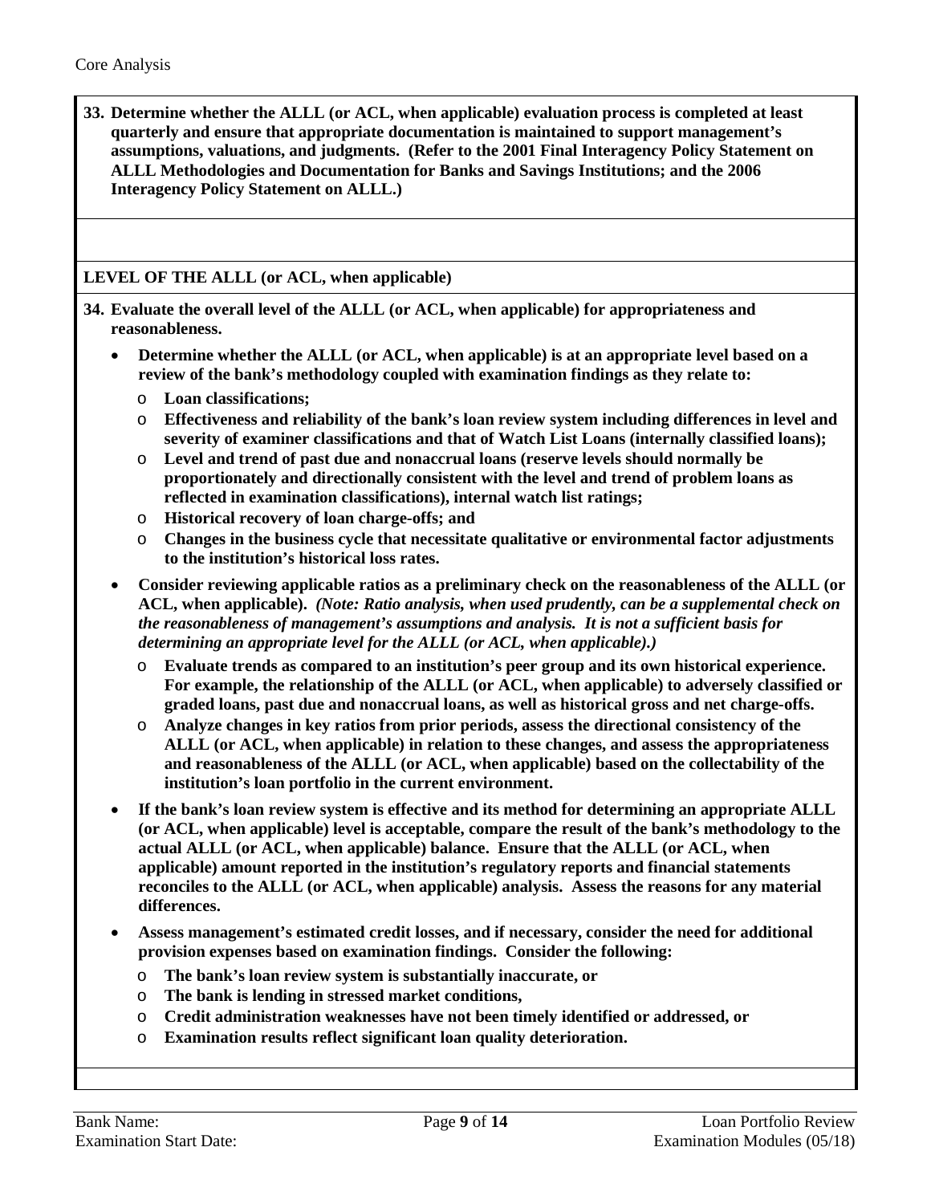Core Analysis

**33. Determine whether the ALLL (or ACL, when applicable) evaluation process is completed at least quarterly and ensure that appropriate documentation is maintained to support management's assumptions, valuations, and judgments. (Refer to the 2001 Final Interagency Policy Statement on ALLL Methodologies and Documentation for Banks and Savings Institutions; and the 2006 Interagency Policy Statement on ALLL.)**

**LEVEL OF THE ALLL (or ACL, when applicable)**

**34. Evaluate the overall level of the ALLL (or ACL, when applicable) for appropriateness and reasonableness.**

- **Determine whether the ALLL (or ACL, when applicable) is at an appropriate level based on a review of the bank's methodology coupled with examination findings as they relate to:**
  - **Loan classifications;**
  - **Effectiveness and reliability of the bank's loan review system including differences in level and severity of examiner classifications and that of Watch List Loans (internally classified loans);**
  - **Level and trend of past due and nonaccrual loans (reserve levels should normally be proportionately and directionally consistent with the level and trend of problem loans as reflected in examination classifications), internal watch list ratings;**
  - **Historical recovery of loan charge-offs; and**
  - **Changes in the business cycle that necessitate qualitative or environmental factor adjustments to the institution's historical loss rates.**
- **Consider reviewing applicable ratios as a preliminary check on the reasonableness of the ALLL (or ACL, when applicable).** ***(Note: Ratio analysis, when used prudently, can be a supplemental check on the reasonableness of management's assumptions and analysis. It is not a sufficient basis for determining an appropriate level for the ALLL (or ACL, when applicable).)***
  - **Evaluate trends as compared to an institution's peer group and its own historical experience. For example, the relationship of the ALLL (or ACL, when applicable) to adversely classified or graded loans, past due and nonaccrual loans, as well as historical gross and net charge-offs.**
  - **Analyze changes in key ratios from prior periods, assess the directional consistency of the ALLL (or ACL, when applicable) in relation to these changes, and assess the appropriateness and reasonableness of the ALLL (or ACL, when applicable) based on the collectability of the institution's loan portfolio in the current environment.**
- **If the bank's loan review system is effective and its method for determining an appropriate ALLL (or ACL, when applicable) level is acceptable, compare the result of the bank's methodology to the actual ALLL (or ACL, when applicable) balance. Ensure that the ALLL (or ACL, when applicable) amount reported in the institution's regulatory reports and financial statements reconciles to the ALLL (or ACL, when applicable) analysis. Assess the reasons for any material differences.**
- **Assess management's estimated credit losses, and if necessary, consider the need for additional provision expenses based on examination findings. Consider the following:**
  - **The bank's loan review system is substantially inaccurate, or**
  - **The bank is lending in stressed market conditions,**
  - **Credit administration weaknesses have not been timely identified or addressed, or**
  - **Examination results reflect significant loan quality deterioration.**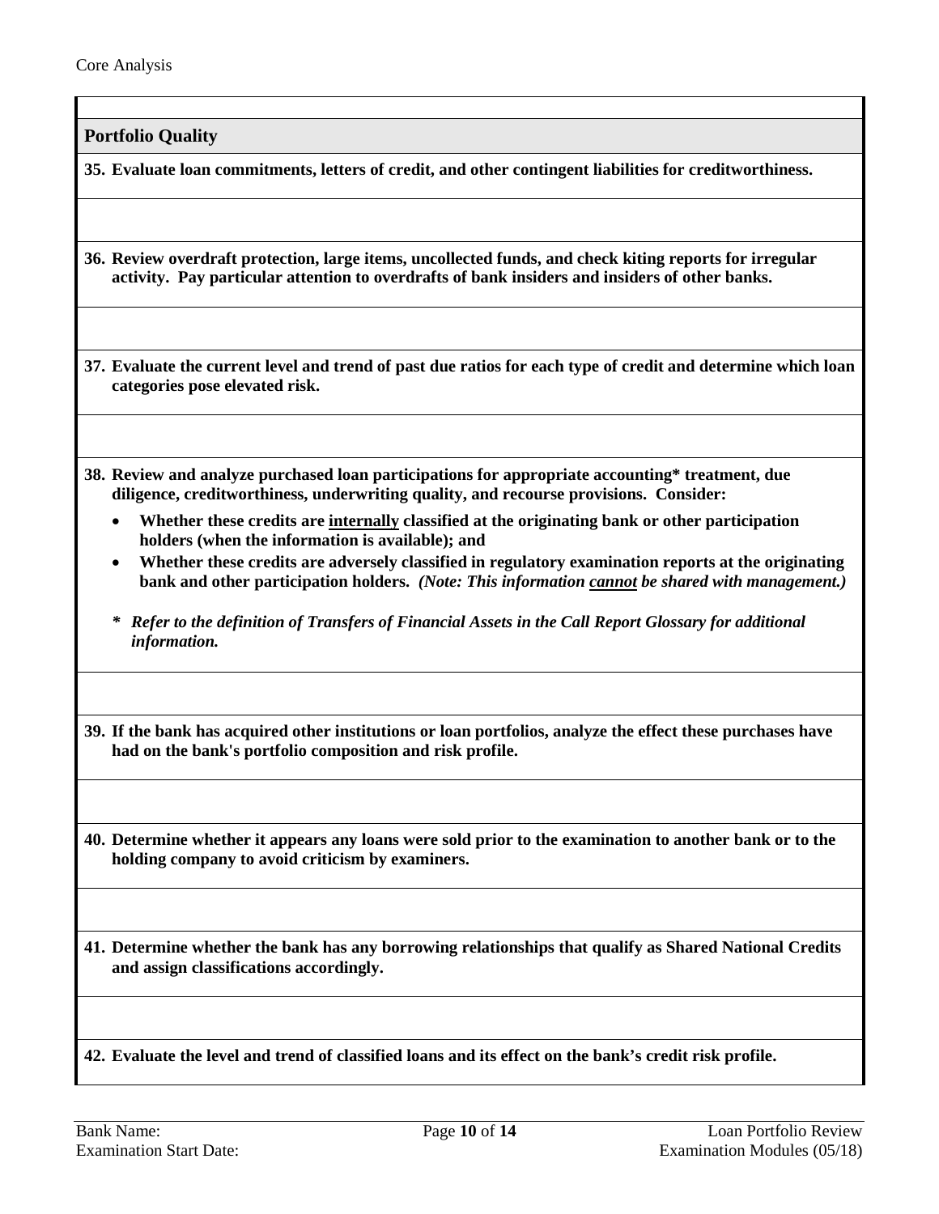## Portfolio Quality

**35. Evaluate loan commitments, letters of credit, and other contingent liabilities for creditworthiness.**

**36. Review overdraft protection, large items, uncollected funds, and check kiting reports for irregular activity. Pay particular attention to overdrafts of bank insiders and insiders of other banks.**

**37. Evaluate the current level and trend of past due ratios for each type of credit and determine which loan categories pose elevated risk.**

**38. Review and analyze purchased loan participations for appropriate accounting* treatment, due diligence, creditworthiness, underwriting quality, and recourse provisions. Consider:**

- **Whether these credits are <u>internally</u> classified at the originating bank or other participation holders (when the information is available); and**
- **Whether these credits are adversely classified in regulatory examination reports at the originating bank and other participation holders.** ***(Note: This information <u>cannot</u> be shared with management.)***

***\* Refer to the definition of Transfers of Financial Assets in the Call Report Glossary for additional information.***

**39. If the bank has acquired other institutions or loan portfolios, analyze the effect these purchases have had on the bank's portfolio composition and risk profile.**

**40. Determine whether it appears any loans were sold prior to the examination to another bank or to the holding company to avoid criticism by examiners.**

**41. Determine whether the bank has any borrowing relationships that qualify as Shared National Credits and assign classifications accordingly.**

**42. Evaluate the level and trend of classified loans and its effect on the bank's credit risk profile.**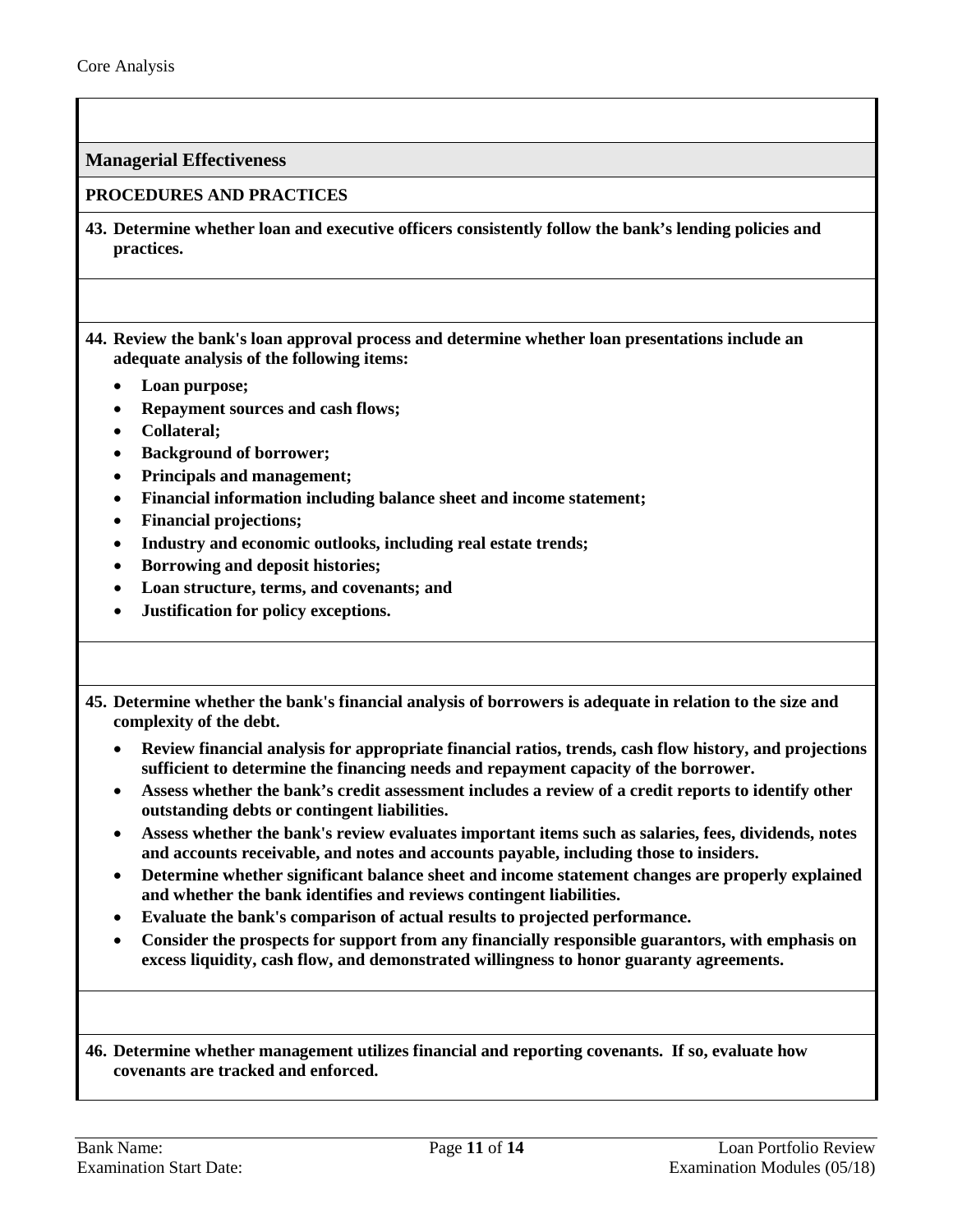## Managerial Effectiveness

### PROCEDURES AND PRACTICES

**43. Determine whether loan and executive officers consistently follow the bank's lending policies and practices.**

**44. Review the bank's loan approval process and determine whether loan presentations include an adequate analysis of the following items:**

- **Loan purpose;**
- **Repayment sources and cash flows;**
- **Collateral;**
- **Background of borrower;**
- **Principals and management;**
- **Financial information including balance sheet and income statement;**
- **Financial projections;**
- **Industry and economic outlooks, including real estate trends;**
- **Borrowing and deposit histories;**
- **Loan structure, terms, and covenants; and**
- **Justification for policy exceptions.**

**45. Determine whether the bank's financial analysis of borrowers is adequate in relation to the size and complexity of the debt.**

- **Review financial analysis for appropriate financial ratios, trends, cash flow history, and projections sufficient to determine the financing needs and repayment capacity of the borrower.**
- **Assess whether the bank's credit assessment includes a review of a credit reports to identify other outstanding debts or contingent liabilities.**
- **Assess whether the bank's review evaluates important items such as salaries, fees, dividends, notes and accounts receivable, and notes and accounts payable, including those to insiders.**
- **Determine whether significant balance sheet and income statement changes are properly explained and whether the bank identifies and reviews contingent liabilities.**
- **Evaluate the bank's comparison of actual results to projected performance.**
- **Consider the prospects for support from any financially responsible guarantors, with emphasis on excess liquidity, cash flow, and demonstrated willingness to honor guaranty agreements.**

**46. Determine whether management utilizes financial and reporting covenants. If so, evaluate how covenants are tracked and enforced.**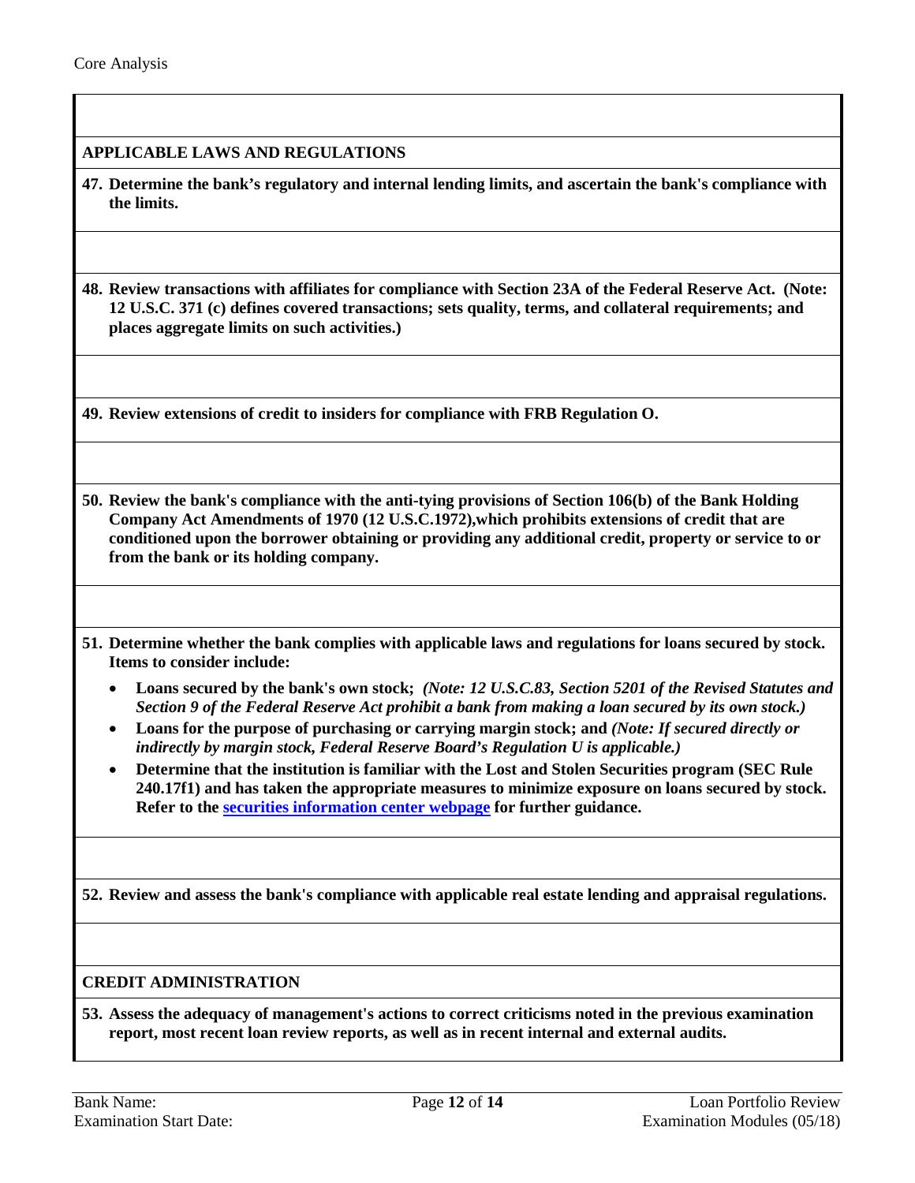**APPLICABLE LAWS AND REGULATIONS**

**47. Determine the bank's regulatory and internal lending limits, and ascertain the bank's compliance with the limits.**

**48. Review transactions with affiliates for compliance with Section 23A of the Federal Reserve Act. (Note: 12 U.S.C. 371 (c) defines covered transactions; sets quality, terms, and collateral requirements; and places aggregate limits on such activities.)**

**49. Review extensions of credit to insiders for compliance with FRB Regulation O.**

**50. Review the bank's compliance with the anti-tying provisions of Section 106(b) of the Bank Holding Company Act Amendments of 1970 (12 U.S.C.1972),which prohibits extensions of credit that are conditioned upon the borrower obtaining or providing any additional credit, property or service to or from the bank or its holding company.**

**51. Determine whether the bank complies with applicable laws and regulations for loans secured by stock. Items to consider include:**

- **Loans secured by the bank's own stock;** ***(Note: 12 U.S.C.83, Section 5201 of the Revised Statutes and Section 9 of the Federal Reserve Act prohibit a bank from making a loan secured by its own stock.)***
- **Loans for the purpose of purchasing or carrying margin stock; and** ***(Note: If secured directly or indirectly by margin stock, Federal Reserve Board's Regulation U is applicable.)***
- **Determine that the institution is familiar with the Lost and Stolen Securities program (SEC Rule 240.17f1) and has taken the appropriate measures to minimize exposure on loans secured by stock. Refer to the securities information center webpage for further guidance.**

**52. Review and assess the bank's compliance with applicable real estate lending and appraisal regulations.**

**CREDIT ADMINISTRATION**

**53. Assess the adequacy of management's actions to correct criticisms noted in the previous examination report, most recent loan review reports, as well as in recent internal and external audits.**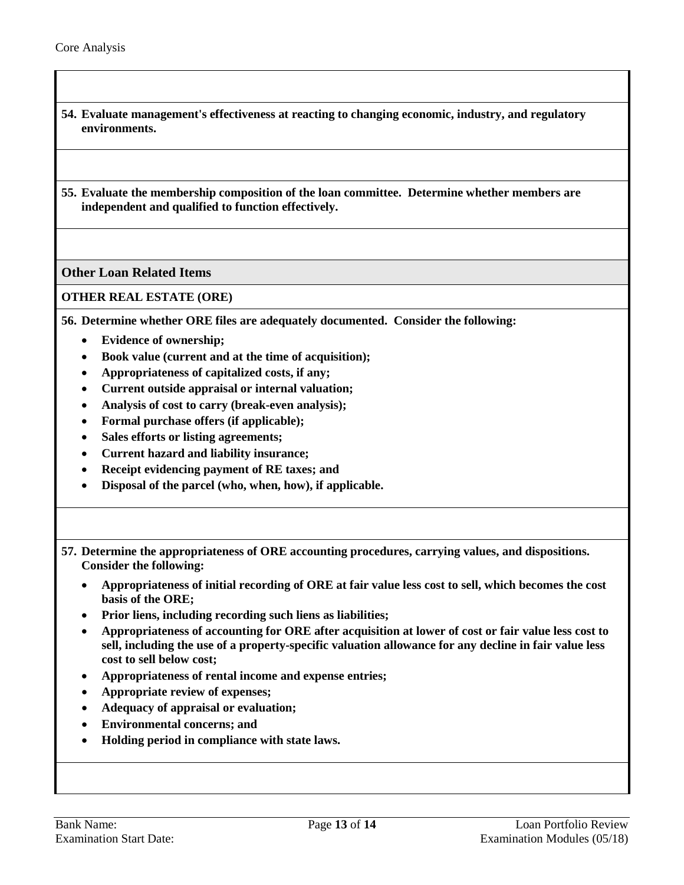**54. Evaluate management's effectiveness at reacting to changing economic, industry, and regulatory environments.**

**55. Evaluate the membership composition of the loan committee. Determine whether members are independent and qualified to function effectively.**

## Other Loan Related Items

### OTHER REAL ESTATE (ORE)

**56. Determine whether ORE files are adequately documented. Consider the following:**

- **Evidence of ownership;**
- **Book value (current and at the time of acquisition);**
- **Appropriateness of capitalized costs, if any;**
- **Current outside appraisal or internal valuation;**
- **Analysis of cost to carry (break-even analysis);**
- **Formal purchase offers (if applicable);**
- **Sales efforts or listing agreements;**
- **Current hazard and liability insurance;**
- **Receipt evidencing payment of RE taxes; and**
- **Disposal of the parcel (who, when, how), if applicable.**

**57. Determine the appropriateness of ORE accounting procedures, carrying values, and dispositions. Consider the following:**

- **Appropriateness of initial recording of ORE at fair value less cost to sell, which becomes the cost basis of the ORE;**
- **Prior liens, including recording such liens as liabilities;**
- **Appropriateness of accounting for ORE after acquisition at lower of cost or fair value less cost to sell, including the use of a property-specific valuation allowance for any decline in fair value less cost to sell below cost;**
- **Appropriateness of rental income and expense entries;**
- **Appropriate review of expenses;**
- **Adequacy of appraisal or evaluation;**
- **Environmental concerns; and**
- **Holding period in compliance with state laws.**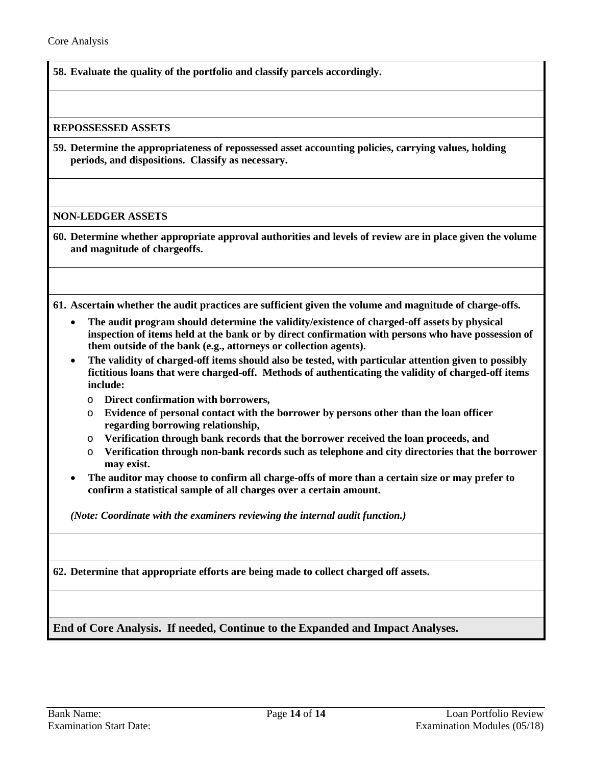Core Analysis

**58. Evaluate the quality of the portfolio and classify parcels accordingly.**

**REPOSSESSED ASSETS**

**59. Determine the appropriateness of repossessed asset accounting policies, carrying values, holding periods, and dispositions. Classify as necessary.**

**NON-LEDGER ASSETS**

**60. Determine whether appropriate approval authorities and levels of review are in place given the volume and magnitude of chargeoffs.**

**61. Ascertain whether the audit practices are sufficient given the volume and magnitude of charge-offs.**

- **The audit program should determine the validity/existence of charged-off assets by physical inspection of items held at the bank or by direct confirmation with persons who have possession of them outside of the bank (e.g., attorneys or collection agents).**
- **The validity of charged-off items should also be tested, with particular attention given to possibly fictitious loans that were charged-off. Methods of authenticating the validity of charged-off items include:**
  - **Direct confirmation with borrowers,**
  - **Evidence of personal contact with the borrower by persons other than the loan officer regarding borrowing relationship,**
  - **Verification through bank records that the borrower received the loan proceeds, and**
  - **Verification through non-bank records such as telephone and city directories that the borrower may exist.**
- **The auditor may choose to confirm all charge-offs of more than a certain size or may prefer to confirm a statistical sample of all charges over a certain amount.**

***(Note: Coordinate with the examiners reviewing the internal audit function.)***

**62. Determine that appropriate efforts are being made to collect charged off assets.**

**End of Core Analysis. If needed, Continue to the Expanded and Impact Analyses.**

Bank Name:
Examination Start Date: